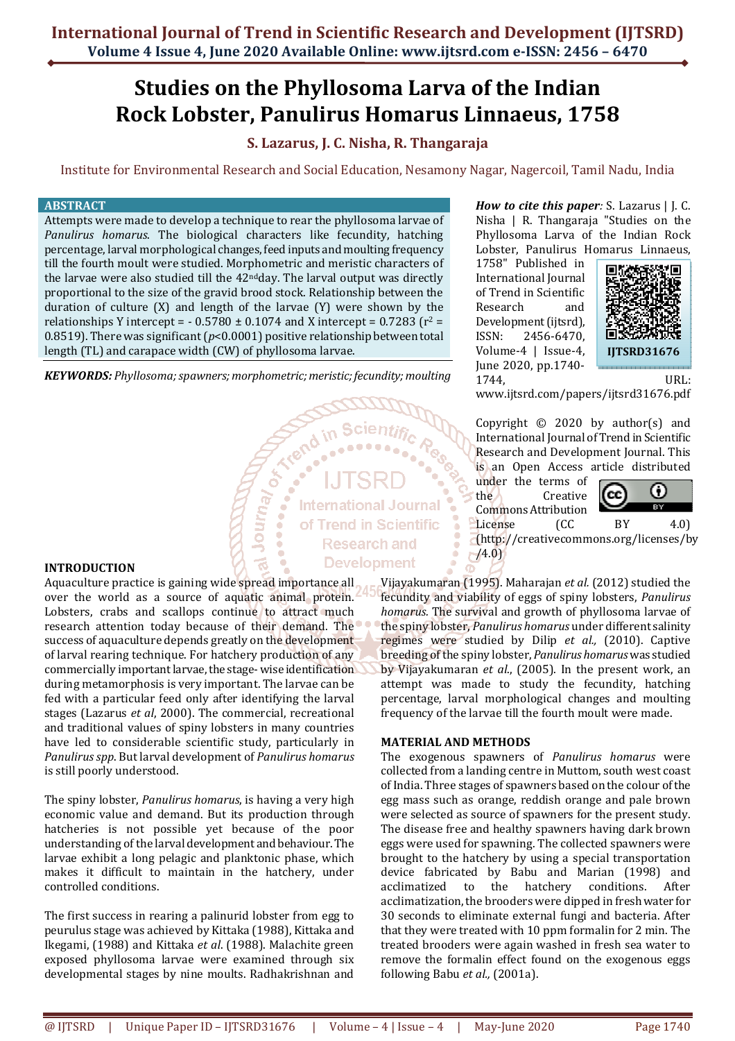# Studies on the Phyllosoma Larva of the Indian Rock Lobster, Panulirus Homarus Linnaeus, 1758

**S. Lazarus, J. C. Nisha, R. Thangaraja**

Institute for Environmental Research and Social Education, Nesamony Nagar, Nagercoil, Tamil Nadu, India

## ABSTRACT

Attempts were made to develop a technique to rear the phyllosoma larvae of *Panulirus homarus*. The biological characters like fecundity, hatching percentage, larval morphological changes, feed inputs and moulting frequency till the fourth moult were studied. Morphometric and meristic characters of the larvae were also studied till the 42nd day. The larval output was directly proportional to the size of the gravid brood stock. Relationship between the duration of culture (X) and length of the larvae (Y) were shown by the relationships Y intercept = - 0.5780 ± 0.1074 and X intercept = 0.7283 ($r^2$ = 0.8519). There was significant ($p$<0.0001) positive relationship between total length (TL) and carapace width (CW) of phyllosoma larvae.

***KEYWORDS:*** *Phyllosoma; spawners; morphometric; meristic; fecundity; moulting*

***How to cite this paper:*** S. Lazarus | J. C. Nisha | R. Thangaraja "Studies on the Phyllosoma Larva of the Indian Rock Lobster, Panulirus Homarus Linnaeus, 1758" Published in International Journal of Trend in Scientific Research and Development (ijtsrd), ISSN: 2456-6470, Volume-4 | Issue-4, June 2020, pp.1740-1744, URL: www.ijtsrd.com/papers/ijtsrd31676.pdf

Copyright © 2020 by author(s) and International Journal of Trend in Scientific Research and Development Journal. This is an Open Access article distributed under the terms of the Creative Commons Attribution License (CC BY 4.0) (http://creativecommons.org/licenses/by/4.0)

## INTRODUCTION

Aquaculture practice is gaining wide spread importance all over the world as a source of aquatic animal protein. Lobsters, crabs and scallops continue to attract much research attention today because of their demand. The success of aquaculture depends greatly on the development of larval rearing technique. For hatchery production of any commercially important larvae, the stage- wise identification during metamorphosis is very important. The larvae can be fed with a particular feed only after identifying the larval stages (Lazarus *et al*, 2000). The commercial, recreational and traditional values of spiny lobsters in many countries have led to considerable scientific study, particularly in *Panulirus spp*. But larval development of *Panulirus homarus* is still poorly understood.

The spiny lobster, *Panulirus homarus*, is having a very high economic value and demand. But its production through hatcheries is not possible yet because of the poor understanding of the larval development and behaviour. The larvae exhibit a long pelagic and planktonic phase, which makes it difficult to maintain in the hatchery, under controlled conditions.

The first success in rearing a palinurid lobster from egg to peurulus stage was achieved by Kittaka (1988), Kittaka and Ikegami, (1988) and Kittaka *et al*. (1988). Malachite green exposed phyllosoma larvae were examined through six developmental stages by nine moults. Radhakrishnan and Vijayakumaran (1995). Maharajan *et al.* (2012) studied the fecundity and viability of eggs of spiny lobsters, *Panulirus homarus.* The survival and growth of phyllosoma larvae of the spiny lobster, *Panulirus homarus* under different salinity regimes were studied by Dilip *et al.,* (2010). Captive breeding of the spiny lobster, *Panulirus homarus* was studied by Vijayakumaran *et al*., (2005). In the present work, an attempt was made to study the fecundity, hatching percentage, larval morphological changes and moulting frequency of the larvae till the fourth moult were made.

## MATERIAL AND METHODS

The exogenous spawners of *Panulirus homarus* were collected from a landing centre in Muttom, south west coast of India. Three stages of spawners based on the colour of the egg mass such as orange, reddish orange and pale brown were selected as source of spawners for the present study. The disease free and healthy spawners having dark brown eggs were used for spawning. The collected spawners were brought to the hatchery by using a special transportation device fabricated by Babu and Marian (1998) and acclimatized to the hatchery conditions. After acclimatization, the brooders were dipped in fresh water for 30 seconds to eliminate external fungi and bacteria. After that they were treated with 10 ppm formalin for 2 min. The treated brooders were again washed in fresh sea water to remove the formalin effect found on the exogenous eggs following Babu *et al.,* (2001a).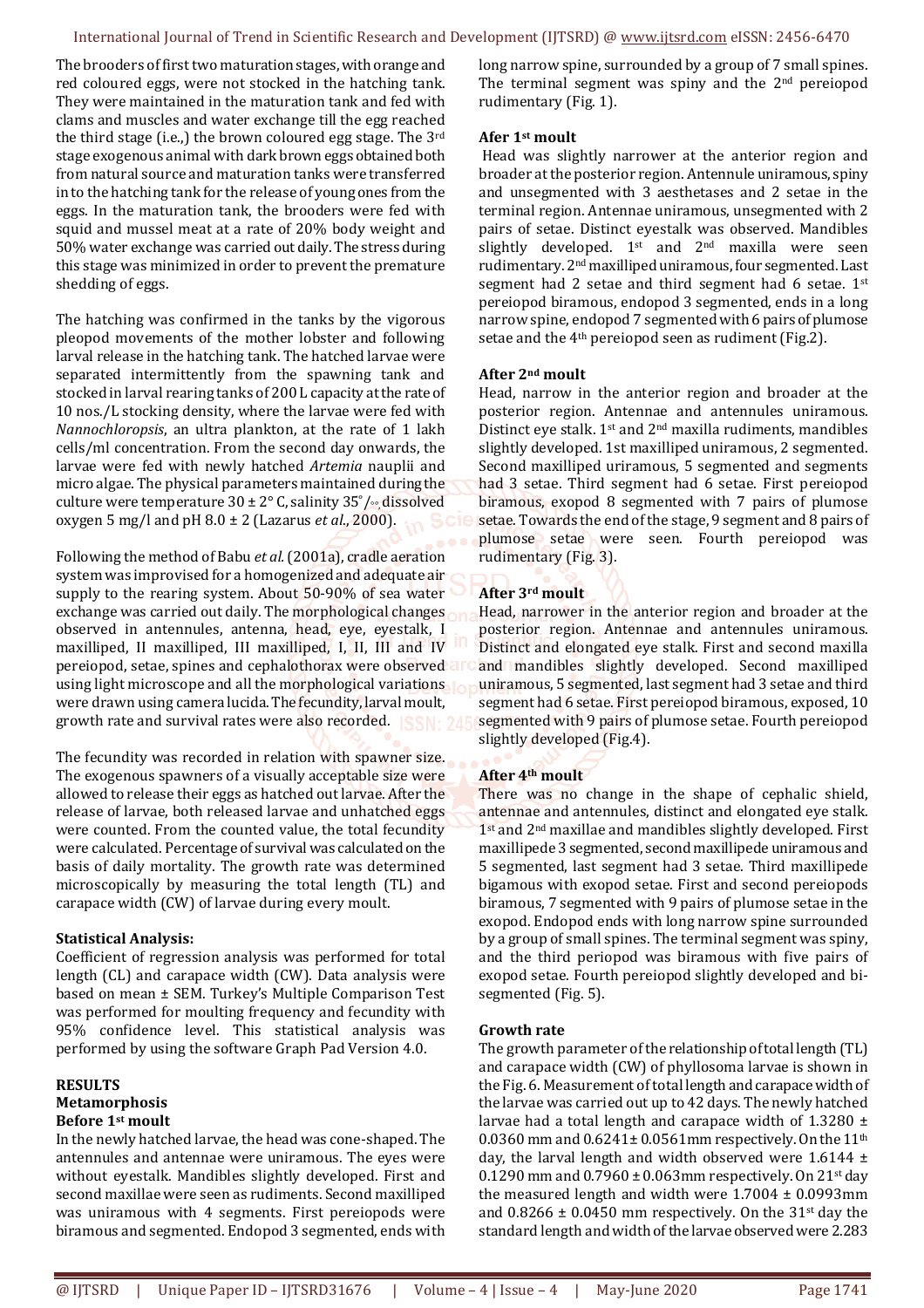The brooders of first two maturation stages, with orange and red coloured eggs, were not stocked in the hatching tank. They were maintained in the maturation tank and fed with clams and muscles and water exchange till the egg reached the third stage (i.e.,) the brown coloured egg stage. The 3rd stage exogenous animal with dark brown eggs obtained both from natural source and maturation tanks were transferred in to the hatching tank for the release of young ones from the eggs. In the maturation tank, the brooders were fed with squid and mussel meat at a rate of 20% body weight and 50% water exchange was carried out daily. The stress during this stage was minimized in order to prevent the premature shedding of eggs.

The hatching was confirmed in the tanks by the vigorous pleopod movements of the mother lobster and following larval release in the hatching tank. The hatched larvae were separated intermittently from the spawning tank and stocked in larval rearing tanks of 200 L capacity at the rate of 10 nos./L stocking density, where the larvae were fed with *Nannochloropsis*, an ultra plankton, at the rate of 1 lakh cells/ml concentration. From the second day onwards, the larvae were fed with newly hatched *Artemia* nauplii and micro algae. The physical parameters maintained during the culture were temperature 30 ± 2° C, salinity 35°/₀₀ dissolved oxygen 5 mg/l and pH 8.0 ± 2 (Lazarus *et al*., 2000).

Following the method of Babu *et al.* (2001a), cradle aeration system was improvised for a homogenized and adequate air supply to the rearing system. About 50-90% of sea water exchange was carried out daily. The morphological changes observed in antennules, antenna, head, eye, eyestalk, I maxilliped, II maxilliped, III maxilliped, I, II, III and IV pereiopod, setae, spines and cephalothorax were observed using light microscope and all the morphological variations were drawn using camera lucida. The fecundity, larval moult, growth rate and survival rates were also recorded.

The fecundity was recorded in relation with spawner size. The exogenous spawners of a visually acceptable size were allowed to release their eggs as hatched out larvae. After the release of larvae, both released larvae and unhatched eggs were counted. From the counted value, the total fecundity were calculated. Percentage of survival was calculated on the basis of daily mortality. The growth rate was determined microscopically by measuring the total length (TL) and carapace width (CW) of larvae during every moult.

**Statistical Analysis:**

Coefficient of regression analysis was performed for total length (CL) and carapace width (CW). Data analysis were based on mean ± SEM. Turkey's Multiple Comparison Test was performed for moulting frequency and fecundity with 95% confidence level. This statistical analysis was performed by using the software Graph Pad Version 4.0.

**RESULTS**

**Metamorphosis**

**Before 1st moult**

In the newly hatched larvae, the head was cone-shaped. The antennules and antennae were uniramous. The eyes were without eyestalk. Mandibles slightly developed. First and second maxillae were seen as rudiments. Second maxilliped was uniramous with 4 segments. First pereiopods were biramous and segmented. Endopod 3 segmented, ends with long narrow spine, surrounded by a group of 7 small spines. The terminal segment was spiny and the 2nd pereiopod rudimentary (Fig. 1).

**Afer 1st moult**

Head was slightly narrower at the anterior region and broader at the posterior region. Antennule uniramous, spiny and unsegmented with 3 aesthetases and 2 setae in the terminal region. Antennae uniramous, unsegmented with 2 pairs of setae. Distinct eyestalk was observed. Mandibles slightly developed. 1st and 2nd maxilla were seen rudimentary. 2nd maxilliped uniramous, four segmented. Last segment had 2 setae and third segment had 6 setae. 1st pereiopod biramous, endopod 3 segmented, ends in a long narrow spine, endopod 7 segmented with 6 pairs of plumose setae and the 4th pereiopod seen as rudiment (Fig.2).

**After 2nd moult**

Head, narrow in the anterior region and broader at the posterior region. Antennae and antennules uniramous. Distinct eye stalk. 1st and 2nd maxilla rudiments, mandibles slightly developed. 1st maxilliped uniramous, 2 segmented. Second maxilliped uriramous, 5 segmented and segments had 3 setae. Third segment had 6 setae. First pereiopod biramous, exopod 8 segmented with 7 pairs of plumose setae. Towards the end of the stage, 9 segment and 8 pairs of plumose setae were seen. Fourth pereiopod was rudimentary (Fig. 3).

**After 3rd moult**

Head, narrower in the anterior region and broader at the posterior region. Antennae and antennules uniramous. Distinct and elongated eye stalk. First and second maxilla and mandibles slightly developed. Second maxilliped uniramous, 5 segmented, last segment had 3 setae and third segment had 6 setae. First pereiopod biramous, exposed, 10 segmented with 9 pairs of plumose setae. Fourth pereiopod slightly developed (Fig.4).

**After 4th moult**

There was no change in the shape of cephalic shield, antennae and antennules, distinct and elongated eye stalk. 1st and 2nd maxillae and mandibles slightly developed. First maxillipede 3 segmented, second maxillipede uniramous and 5 segmented, last segment had 3 setae. Third maxillipede bigamous with exopod setae. First and second pereiopods biramous, 7 segmented with 9 pairs of plumose setae in the exopod. Endopod ends with long narrow spine surrounded by a group of small spines. The terminal segment was spiny, and the third periopod was biramous with five pairs of exopod setae. Fourth pereiopod slightly developed and bi-segmented (Fig. 5).

**Growth rate**

The growth parameter of the relationship of total length (TL) and carapace width (CW) of phyllosoma larvae is shown in the Fig. 6. Measurement of total length and carapace width of the larvae was carried out up to 42 days. The newly hatched larvae had a total length and carapace width of 1.3280 ± 0.0360 mm and 0.6241± 0.0561mm respectively. On the 11th day, the larval length and width observed were 1.6144 ± 0.1290 mm and 0.7960 ± 0.063mm respectively. On 21st day the measured length and width were 1.7004 ± 0.0993mm and 0.8266 ± 0.0450 mm respectively. On the 31st day the standard length and width of the larvae observed were 2.283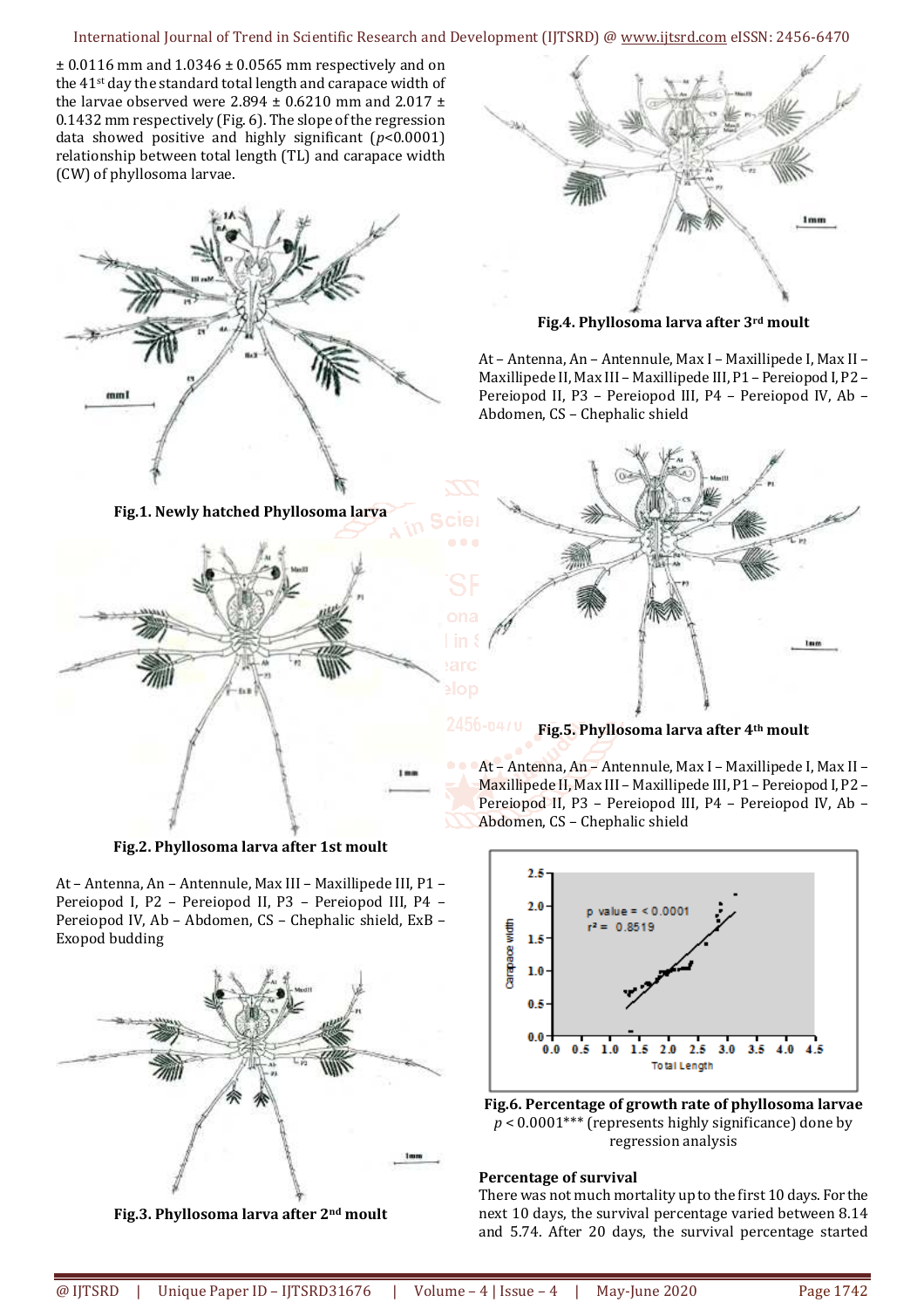± 0.0116 mm and 1.0346 ± 0.0565 mm respectively and on the 41st day the standard total length and carapace width of the larvae observed were 2.894 ± 0.6210 mm and 2.017 ± 0.1432 mm respectively (Fig. 6). The slope of the regression data showed positive and highly significant ($p$<0.0001) relationship between total length (TL) and carapace width (CW) of phyllosoma larvae.

**Fig.1. Newly hatched Phyllosoma larva**

**Fig.2. Phyllosoma larva after 1st moult**

At – Antenna, An – Antennule, Max III – Maxillipede III, P1 – Pereiopod I, P2 – Pereiopod II, P3 – Pereiopod III, P4 – Pereiopod IV, Ab – Abdomen, CS – Chephalic shield, ExB – Exopod budding

**Fig.3. Phyllosoma larva after 2nd moult**

**Fig.4. Phyllosoma larva after 3rd moult**

At – Antenna, An – Antennule, Max I – Maxillipede I, Max II – Maxillipede II, Max III – Maxillipede III, P1 – Pereiopod I, P2 – Pereiopod II, P3 – Pereiopod III, P4 – Pereiopod IV, Ab – Abdomen, CS – Chephalic shield

**Fig.5. Phyllosoma larva after 4th moult**

At – Antenna, An – Antennule, Max I – Maxillipede I, Max II – Maxillipede II, Max III – Maxillipede III, P1 – Pereiopod I, P2 – Pereiopod II, P3 – Pereiopod III, P4 – Pereiopod IV, Ab – Abdomen, CS – Chephalic shield

**Fig.6. Percentage of growth rate of phyllosoma larvae**
$p$ < 0.0001*** (represents highly significance) done by regression analysis

### Percentage of survival

There was not much mortality up to the first 10 days. For the next 10 days, the survival percentage varied between 8.14 and 5.74. After 20 days, the survival percentage started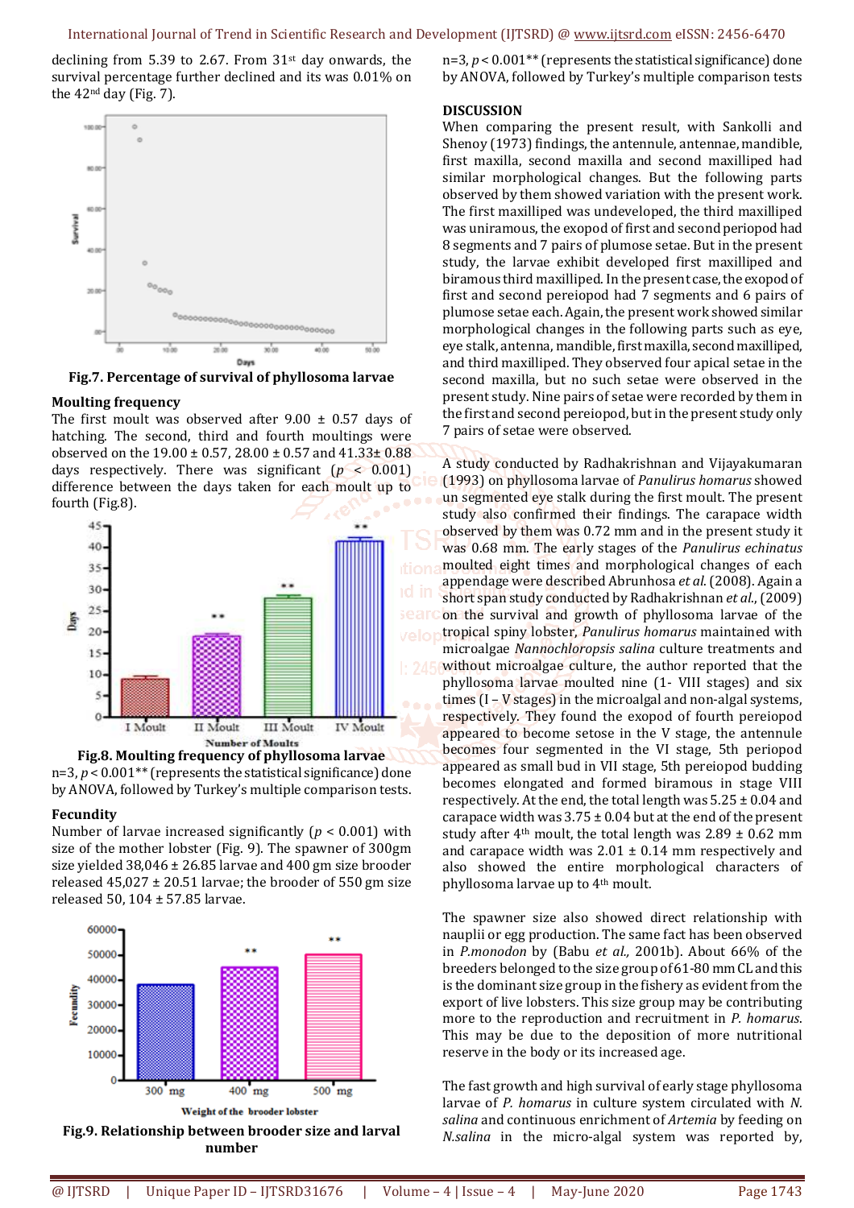declining from 5.39 to 2.67. From 31st day onwards, the survival percentage further declined and its was 0.01% on the 42nd day (Fig. 7).

**Fig.7. Percentage of survival of phyllosoma larvae**

### Moulting frequency

The first moult was observed after 9.00 ± 0.57 days of hatching. The second, third and fourth moultings were observed on the 19.00 ± 0.57, 28.00 ± 0.57 and 41.33± 0.88 days respectively. There was significant ($p$ < 0.001) difference between the days taken for each moult up to fourth (Fig.8).

**Fig.8. Moulting frequency of phyllosoma larvae**

n=3, $p$ < 0.001** (represents the statistical significance) done by ANOVA, followed by Turkey's multiple comparison tests.

### Fecundity

Number of larvae increased significantly ($p$ < 0.001) with size of the mother lobster (Fig. 9). The spawner of 300gm size yielded 38,046 ± 26.85 larvae and 400 gm size brooder released 45,027 ± 20.51 larvae; the brooder of 550 gm size released 50, 104 ± 57.85 larvae.

**Fig.9. Relationship between brooder size and larval number**

n=3, $p$ < 0.001** (represents the statistical significance) done by ANOVA, followed by Turkey's multiple comparison tests

## DISCUSSION

When comparing the present result, with Sankolli and Shenoy (1973) findings, the antennule, antennae, mandible, first maxilla, second maxilla and second maxilliped had similar morphological changes. But the following parts observed by them showed variation with the present work. The first maxilliped was undeveloped, the third maxilliped was uniramous, the exopod of first and second periopod had 8 segments and 7 pairs of plumose setae. But in the present study, the larvae exhibit developed first maxilliped and biramous third maxilliped. In the present case, the exopod of first and second pereiopod had 7 segments and 6 pairs of plumose setae each. Again, the present work showed similar morphological changes in the following parts such as eye, eye stalk, antenna, mandible, first maxilla, second maxilliped, and third maxilliped. They observed four apical setae in the second maxilla, but no such setae were observed in the present study. Nine pairs of setae were recorded by them in the first and second pereiopod, but in the present study only 7 pairs of setae were observed.

A study conducted by Radhakrishnan and Vijayakumaran (1993) on phyllosoma larvae of *Panulirus homarus* showed un segmented eye stalk during the first moult. The present study also confirmed their findings. The carapace width observed by them was 0.72 mm and in the present study it was 0.68 mm. The early stages of the *Panulirus echinatus* moulted eight times and morphological changes of each appendage were described Abrunhosa *et al.* (2008). Again a short span study conducted by Radhakrishnan *et al.*, (2009) on the survival and growth of phyllosoma larvae of the tropical spiny lobster, *Panulirus homarus* maintained with microalgae *Nannochloropsis salina* culture treatments and without microalgae culture, the author reported that the phyllosoma larvae moulted nine (1- VIII stages) and six times (I – V stages) in the microalgal and non-algal systems, respectively. They found the exopod of fourth pereiopod appeared to become setose in the V stage, the antennule becomes four segmented in the VI stage, 5th periopod appeared as small bud in VII stage, 5th pereiopod budding becomes elongated and formed biramous in stage VIII respectively. At the end, the total length was 5.25 ± 0.04 and carapace width was 3.75 ± 0.04 but at the end of the present study after 4th moult, the total length was 2.89 ± 0.62 mm and carapace width was 2.01 ± 0.14 mm respectively and also showed the entire morphological characters of phyllosoma larvae up to 4th moult.

The spawner size also showed direct relationship with nauplii or egg production. The same fact has been observed in *P.monodon* by (Babu *et al.,* 2001b). About 66% of the breeders belonged to the size group of 61-80 mm CL and this is the dominant size group in the fishery as evident from the export of live lobsters. This size group may be contributing more to the reproduction and recruitment in *P. homarus*. This may be due to the deposition of more nutritional reserve in the body or its increased age.

The fast growth and high survival of early stage phyllosoma larvae of *P. homarus* in culture system circulated with *N. salina* and continuous enrichment of *Artemia* by feeding on *N.salina* in the micro-algal system was reported by,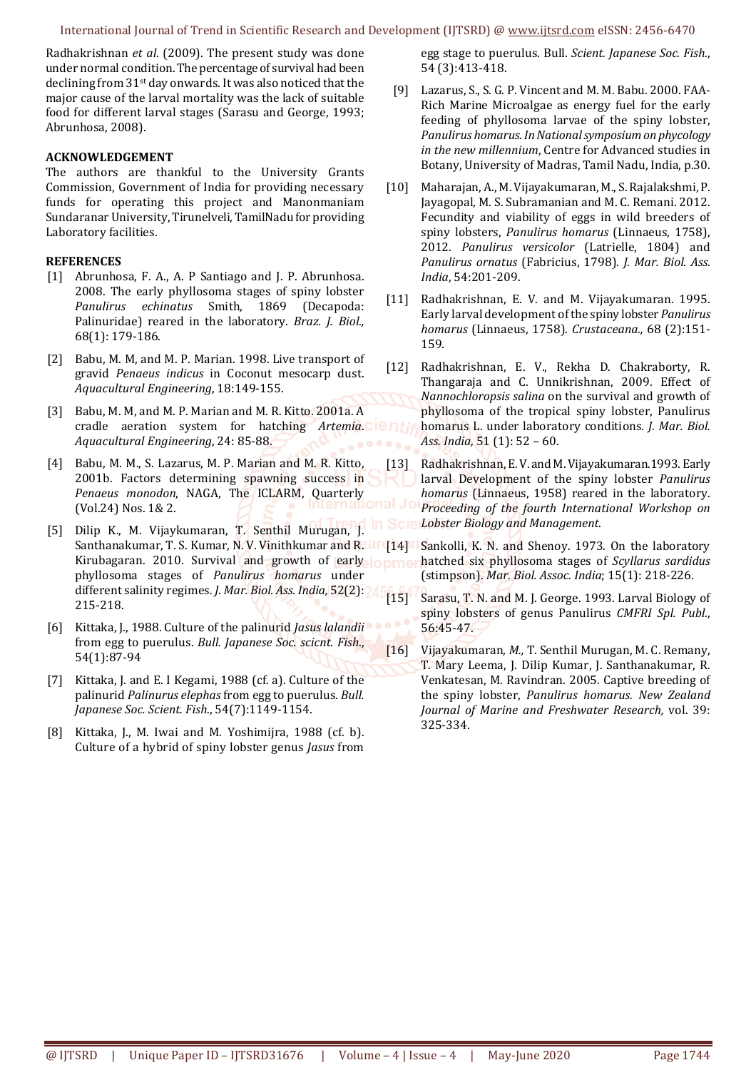Radhakrishnan *et al*. (2009). The present study was done under normal condition. The percentage of survival had been declining from 31st day onwards. It was also noticed that the major cause of the larval mortality was the lack of suitable food for different larval stages (Sarasu and George, 1993; Abrunhosa, 2008).

## ACKNOWLEDGEMENT

The authors are thankful to the University Grants Commission, Government of India for providing necessary funds for operating this project and Manonmaniam Sundaranar University, Tirunelveli, TamilNadu for providing Laboratory facilities.

## REFERENCES

[1] Abrunhosa, F. A., A. P Santiago and J. P. Abrunhosa. 2008. The early phyllosoma stages of spiny lobster *Panulirus echinatus* Smith, 1869 (Decapoda: Palinuridae) reared in the laboratory. *Braz. J. Biol.,* 68(1): 179-186.

[2] Babu, M. M, and M. P. Marian. 1998. Live transport of gravid *Penaeus indicus* in Coconut mesocarp dust. *Aquacultural Engineering*, 18:149-155.

[3] Babu, M. M, and M. P. Marian and M. R. Kitto. 2001a. A cradle aeration system for hatching *Artemia*. *Aquacultural Engineering*, 24: 85-88.

[4] Babu, M. M., S. Lazarus, M. P. Marian and M. R. Kitto, 2001b. Factors determining spawning success in *Penaeus monodon*, NAGA, The ICLARM, Quarterly (Vol.24) Nos. 1& 2.

[5] Dilip K., M. Vijaykumaran, T. Senthil Murugan, J. Santhanakumar, T. S. Kumar, N. V. Vinithkumar and R. Kirubagaran. 2010. Survival and growth of early phyllosoma stages of *Panulirus homarus* under different salinity regimes. *J. Mar. Biol. Ass. India,* 52(2): 215-218.

[6] Kittaka, J., 1988. Culture of the palinurid *Jasus lalandii* from egg to puerulus. *Bull. Japanese Soc. scicnt. Fish*., 54(1):87-94

[7] Kittaka, J. and E. I Kegami, 1988 (cf. a). Culture of the palinurid *Palinurus elephas* from egg to puerulus. *Bull. Japanese Soc. Scient. Fish*., 54(7):1149-1154.

[8] Kittaka, J., M. Iwai and M. Yoshimijra, 1988 (cf. b). Culture of a hybrid of spiny lobster genus *Jasus* from egg stage to puerulus. Bull. *Scient. Japanese Soc. Fish*., 54 (3):413-418.

[9] Lazarus, S., S. G. P. Vincent and M. M. Babu. 2000. FAA-Rich Marine Microalgae as energy fuel for the early feeding of phyllosoma larvae of the spiny lobster, *Panulirus homarus. In National symposium on phycology in the new millennium*, Centre for Advanced studies in Botany, University of Madras, Tamil Nadu, India, p.30.

[10] Maharajan, A., M. Vijayakumaran, M., S. Rajalakshmi, P. Jayagopal, M. S. Subramanian and M. C. Remani. 2012. Fecundity and viability of eggs in wild breeders of spiny lobsters, *Panulirus homarus* (Linnaeus, 1758), 2012. *Panulirus versicolor* (Latrielle, 1804) and *Panulirus ornatus* (Fabricius, 1798). *J. Mar. Biol. Ass. India*, 54:201-209.

[11] Radhakrishnan, E. V. and M. Vijayakumaran. 1995. Early larval development of the spiny lobster *Panulirus homarus* (Linnaeus, 1758). *Crustaceana.,* 68 (2):151-159.

[12] Radhakrishnan, E. V., Rekha D. Chakraborty, R. Thangaraja and C. Unnikrishnan, 2009. Effect of *Nannochloropsis salina* on the survival and growth of phyllosoma of the tropical spiny lobster, Panulirus homarus L. under laboratory conditions. *J. Mar. Biol. Ass. India,* 51 (1): 52 – 60.

[13] Radhakrishnan, E. V. and M. Vijayakumaran.1993. Early larval Development of the spiny lobster *Panulirus homarus* (Linnaeus, 1958) reared in the laboratory. *Proceeding of the fourth International Workshop on Lobster Biology and Management.*

[14] Sankolli, K. N. and Shenoy. 1973. On the laboratory hatched six phyllosoma stages of *Scyllarus sardidus* (stimpson). *Mar. Biol. Assoc. India*; 15(1): 218-226.

[15] Sarasu, T. N. and M. J. George. 1993. Larval Biology of spiny lobsters of genus Panulirus *CMFRI Spl. Publ*., 56:45-47.

[16] Vijayakumaran, *M.,* T. Senthil Murugan, M. C. Remany, T. Mary Leema, J. Dilip Kumar, J. Santhanakumar, R. Venkatesan, M. Ravindran. 2005. Captive breeding of the spiny lobster, *Panulirus homarus. New Zealand Journal of Marine and Freshwater Research,* vol. 39: 325-334.